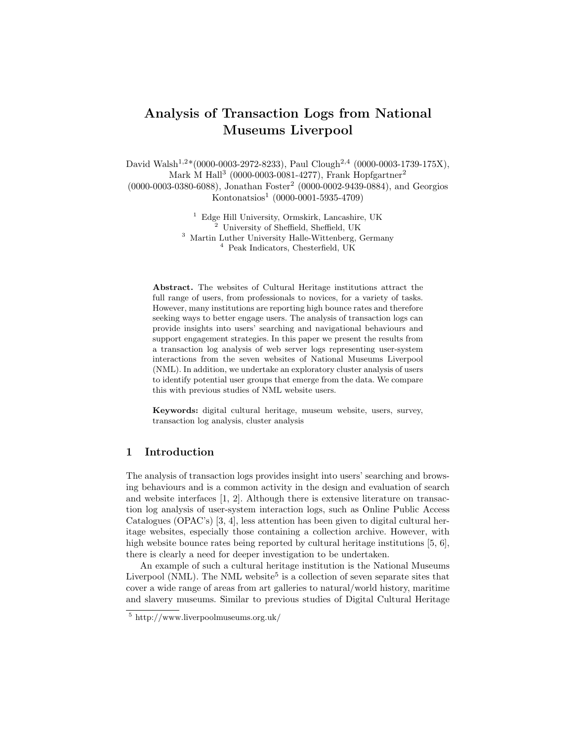# Analysis of Transaction Logs from National Museums Liverpool

David Walsh[1,2]*(0000-0003-2972-8233), Paul Clough[2,4] (0000-0003-1739-175X), Mark M Hall[3] (0000-0003-0081-4277), Frank Hopfgartner[2] (0000-0003-0380-6088), Jonathan Foster[2] (0000-0002-9439-0884), and Georgios Kontonatsios[1] (0000-0001-5935-4709)

[1] Edge Hill University, Ormskirk, Lancashire, UK
[2] University of Sheffield, Sheffield, UK
[3] Martin Luther University Halle-Wittenberg, Germany
[4] Peak Indicators, Chesterfield, UK

**Abstract.** The websites of Cultural Heritage institutions attract the full range of users, from professionals to novices, for a variety of tasks. However, many institutions are reporting high bounce rates and therefore seeking ways to better engage users. The analysis of transaction logs can provide insights into users' searching and navigational behaviours and support engagement strategies. In this paper we present the results from a transaction log analysis of web server logs representing user-system interactions from the seven websites of National Museums Liverpool (NML). In addition, we undertake an exploratory cluster analysis of users to identify potential user groups that emerge from the data. We compare this with previous studies of NML website users.

**Keywords:** digital cultural heritage, museum website, users, survey, transaction log analysis, cluster analysis

## 1 Introduction

The analysis of transaction logs provides insight into users' searching and browsing behaviours and is a common activity in the design and evaluation of search and website interfaces [1, 2]. Although there is extensive literature on transaction log analysis of user-system interaction logs, such as Online Public Access Catalogues (OPAC's) [3, 4], less attention has been given to digital cultural heritage websites, especially those containing a collection archive. However, with high website bounce rates being reported by cultural heritage institutions [5, 6], there is clearly a need for deeper investigation to be undertaken.

An example of such a cultural heritage institution is the National Museums Liverpool (NML). The NML website[5] is a collection of seven separate sites that cover a wide range of areas from art galleries to natural/world history, maritime and slavery museums. Similar to previous studies of Digital Cultural Heritage

[5] http://www.liverpoolmuseums.org.uk/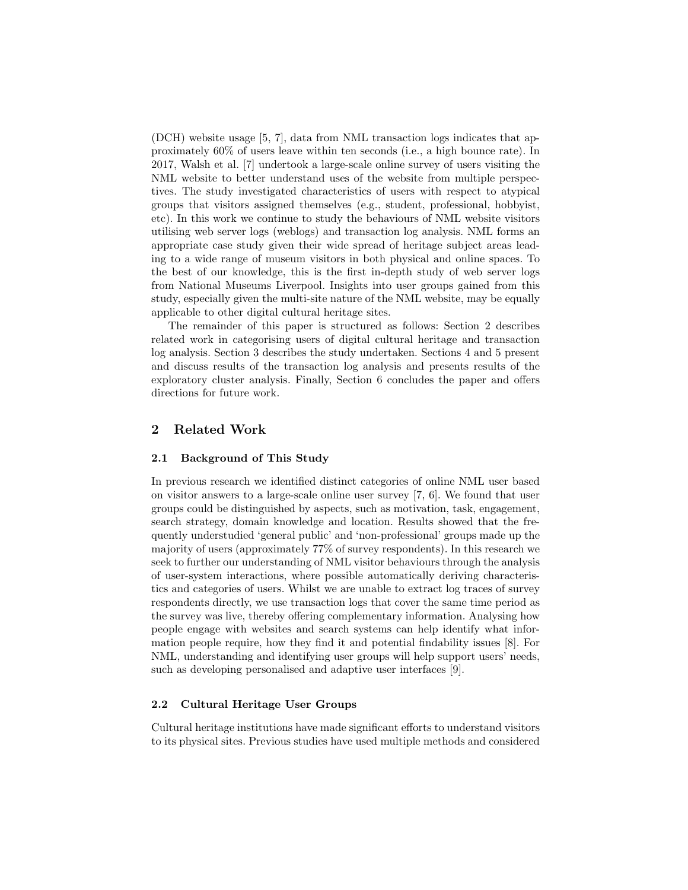(DCH) website usage [5, 7], data from NML transaction logs indicates that approximately 60% of users leave within ten seconds (i.e., a high bounce rate). In 2017, Walsh et al. [7] undertook a large-scale online survey of users visiting the NML website to better understand uses of the website from multiple perspectives. The study investigated characteristics of users with respect to atypical groups that visitors assigned themselves (e.g., student, professional, hobbyist, etc). In this work we continue to study the behaviours of NML website visitors utilising web server logs (weblogs) and transaction log analysis. NML forms an appropriate case study given their wide spread of heritage subject areas leading to a wide range of museum visitors in both physical and online spaces. To the best of our knowledge, this is the first in-depth study of web server logs from National Museums Liverpool. Insights into user groups gained from this study, especially given the multi-site nature of the NML website, may be equally applicable to other digital cultural heritage sites.

The remainder of this paper is structured as follows: Section 2 describes related work in categorising users of digital cultural heritage and transaction log analysis. Section 3 describes the study undertaken. Sections 4 and 5 present and discuss results of the transaction log analysis and presents results of the exploratory cluster analysis. Finally, Section 6 concludes the paper and offers directions for future work.

## 2 Related Work

### 2.1 Background of This Study

In previous research we identified distinct categories of online NML user based on visitor answers to a large-scale online user survey [7, 6]. We found that user groups could be distinguished by aspects, such as motivation, task, engagement, search strategy, domain knowledge and location. Results showed that the frequently understudied 'general public' and 'non-professional' groups made up the majority of users (approximately 77% of survey respondents). In this research we seek to further our understanding of NML visitor behaviours through the analysis of user-system interactions, where possible automatically deriving characteristics and categories of users. Whilst we are unable to extract log traces of survey respondents directly, we use transaction logs that cover the same time period as the survey was live, thereby offering complementary information. Analysing how people engage with websites and search systems can help identify what information people require, how they find it and potential findability issues [8]. For NML, understanding and identifying user groups will help support users' needs, such as developing personalised and adaptive user interfaces [9].

### 2.2 Cultural Heritage User Groups

Cultural heritage institutions have made significant efforts to understand visitors to its physical sites. Previous studies have used multiple methods and considered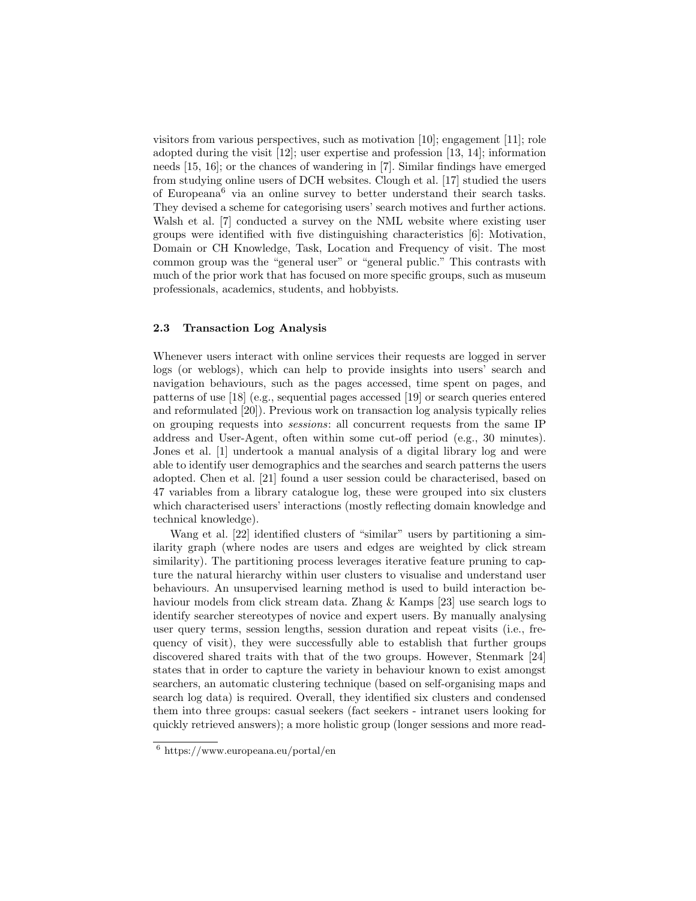visitors from various perspectives, such as motivation [10]; engagement [11]; role adopted during the visit [12]; user expertise and profession [13, 14]; information needs [15, 16]; or the chances of wandering in [7]. Similar findings have emerged from studying online users of DCH websites. Clough et al. [17] studied the users of Europeana[6] via an online survey to better understand their search tasks. They devised a scheme for categorising users' search motives and further actions. Walsh et al. [7] conducted a survey on the NML website where existing user groups were identified with five distinguishing characteristics [6]: Motivation, Domain or CH Knowledge, Task, Location and Frequency of visit. The most common group was the "general user" or "general public." This contrasts with much of the prior work that has focused on more specific groups, such as museum professionals, academics, students, and hobbyists.

### 2.3 Transaction Log Analysis

Whenever users interact with online services their requests are logged in server logs (or weblogs), which can help to provide insights into users' search and navigation behaviours, such as the pages accessed, time spent on pages, and patterns of use [18] (e.g., sequential pages accessed [19] or search queries entered and reformulated [20]). Previous work on transaction log analysis typically relies on grouping requests into *sessions*: all concurrent requests from the same IP address and User-Agent, often within some cut-off period (e.g., 30 minutes). Jones et al. [1] undertook a manual analysis of a digital library log and were able to identify user demographics and the searches and search patterns the users adopted. Chen et al. [21] found a user session could be characterised, based on 47 variables from a library catalogue log, these were grouped into six clusters which characterised users' interactions (mostly reflecting domain knowledge and technical knowledge).

Wang et al. [22] identified clusters of "similar" users by partitioning a similarity graph (where nodes are users and edges are weighted by click stream similarity). The partitioning process leverages iterative feature pruning to capture the natural hierarchy within user clusters to visualise and understand user behaviours. An unsupervised learning method is used to build interaction behaviour models from click stream data. Zhang & Kamps [23] use search logs to identify searcher stereotypes of novice and expert users. By manually analysing user query terms, session lengths, session duration and repeat visits (i.e., frequency of visit), they were successfully able to establish that further groups discovered shared traits with that of the two groups. However, Stenmark [24] states that in order to capture the variety in behaviour known to exist amongst searchers, an automatic clustering technique (based on self-organising maps and search log data) is required. Overall, they identified six clusters and condensed them into three groups: casual seekers (fact seekers - intranet users looking for quickly retrieved answers); a more holistic group (longer sessions and more read-

[6] https://www.europeana.eu/portal/en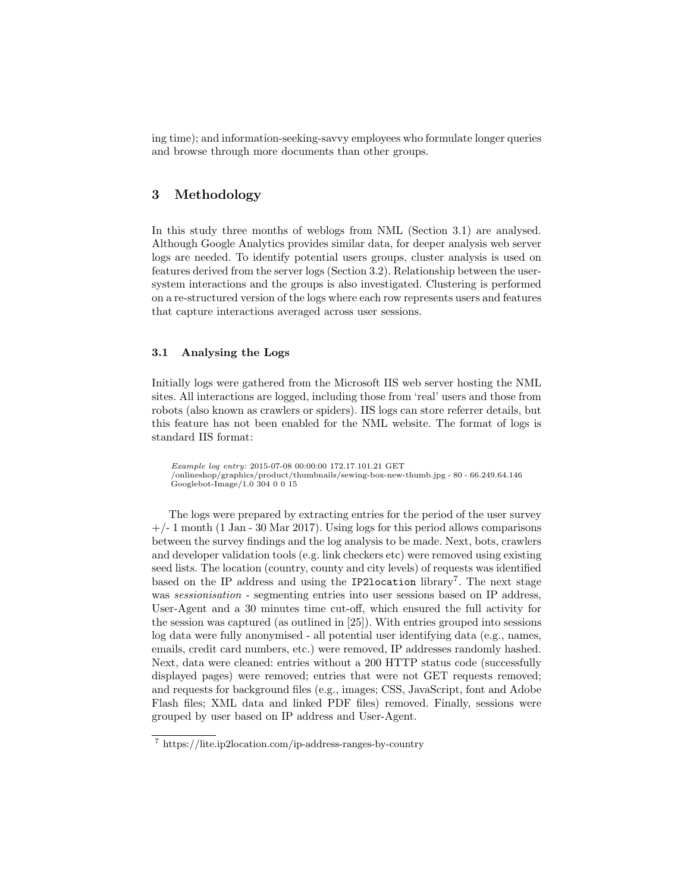ing time); and information-seeking-savvy employees who formulate longer queries and browse through more documents than other groups.

## 3 Methodology

In this study three months of weblogs from NML (Section 3.1) are analysed. Although Google Analytics provides similar data, for deeper analysis web server logs are needed. To identify potential users groups, cluster analysis is used on features derived from the server logs (Section 3.2). Relationship between the user-system interactions and the groups is also investigated. Clustering is performed on a re-structured version of the logs where each row represents users and features that capture interactions averaged across user sessions.

### 3.1 Analysing the Logs

Initially logs were gathered from the Microsoft IIS web server hosting the NML sites. All interactions are logged, including those from 'real' users and those from robots (also known as crawlers or spiders). IIS logs can store referrer details, but this feature has not been enabled for the NML website. The format of logs is standard IIS format:

> *Example log entry*: 2015-07-08 00:00:00 172.17.101.21 GET /onlineshop/graphics/product/thumbnails/sewing-box-new-thumb.jpg - 80 - 66.249.64.146 Googlebot-Image/1.0 304 0 0 15

The logs were prepared by extracting entries for the period of the user survey +/- 1 month (1 Jan - 30 Mar 2017). Using logs for this period allows comparisons between the survey findings and the log analysis to be made. Next, bots, crawlers and developer validation tools (e.g. link checkers etc) were removed using existing seed lists. The location (country, county and city levels) of requests was identified based on the IP address and using the `IP2location` library[7]. The next stage was *sessionisation* - segmenting entries into user sessions based on IP address, User-Agent and a 30 minutes time cut-off, which ensured the full activity for the session was captured (as outlined in [25]). With entries grouped into sessions log data were fully anonymised - all potential user identifying data (e.g., names, emails, credit card numbers, etc.) were removed, IP addresses randomly hashed. Next, data were cleaned: entries without a 200 HTTP status code (successfully displayed pages) were removed; entries that were not GET requests removed; and requests for background files (e.g., images; CSS, JavaScript, font and Adobe Flash files; XML data and linked PDF files) removed. Finally, sessions were grouped by user based on IP address and User-Agent.

[7] https://lite.ip2location.com/ip-address-ranges-by-country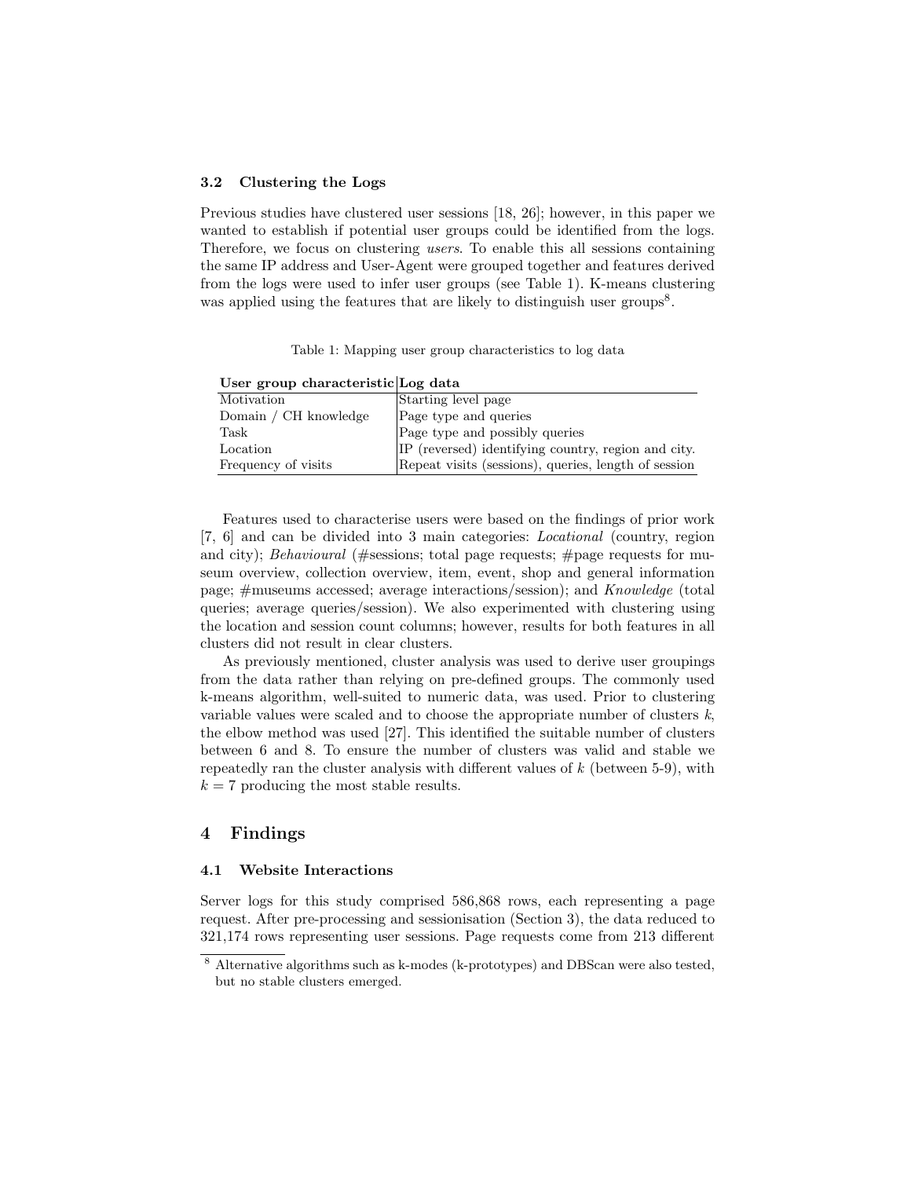### 3.2 Clustering the Logs

Previous studies have clustered user sessions [18, 26]; however, in this paper we wanted to establish if potential user groups could be identified from the logs. Therefore, we focus on clustering *users*. To enable this all sessions containing the same IP address and User-Agent were grouped together and features derived from the logs were used to infer user groups (see Table 1). K-means clustering was applied using the features that are likely to distinguish user groups[8].

Table 1: Mapping user group characteristics to log data

| User group characteristic | Log data |
|---|---|
| Motivation | Starting level page |
| Domain / CH knowledge | Page type and queries |
| Task | Page type and possibly queries |
| Location | IP (reversed) identifying country, region and city. |
| Frequency of visits | Repeat visits (sessions), queries, length of session |

Features used to characterise users were based on the findings of prior work [7, 6] and can be divided into 3 main categories: *Locational* (country, region and city); *Behavioural* (#sessions; total page requests; #page requests for museum overview, collection overview, item, event, shop and general information page; #museums accessed; average interactions/session); and *Knowledge* (total queries; average queries/session). We also experimented with clustering using the location and session count columns; however, results for both features in all clusters did not result in clear clusters.

As previously mentioned, cluster analysis was used to derive user groupings from the data rather than relying on pre-defined groups. The commonly used k-means algorithm, well-suited to numeric data, was used. Prior to clustering variable values were scaled and to choose the appropriate number of clusters $k$, the elbow method was used [27]. This identified the suitable number of clusters between 6 and 8. To ensure the number of clusters was valid and stable we repeatedly ran the cluster analysis with different values of $k$ (between 5-9), with $k = 7$ producing the most stable results.

## 4 Findings

### 4.1 Website Interactions

Server logs for this study comprised 586,868 rows, each representing a page request. After pre-processing and sessionisation (Section 3), the data reduced to 321,174 rows representing user sessions. Page requests come from 213 different

[8] Alternative algorithms such as k-modes (k-prototypes) and DBScan were also tested, but no stable clusters emerged.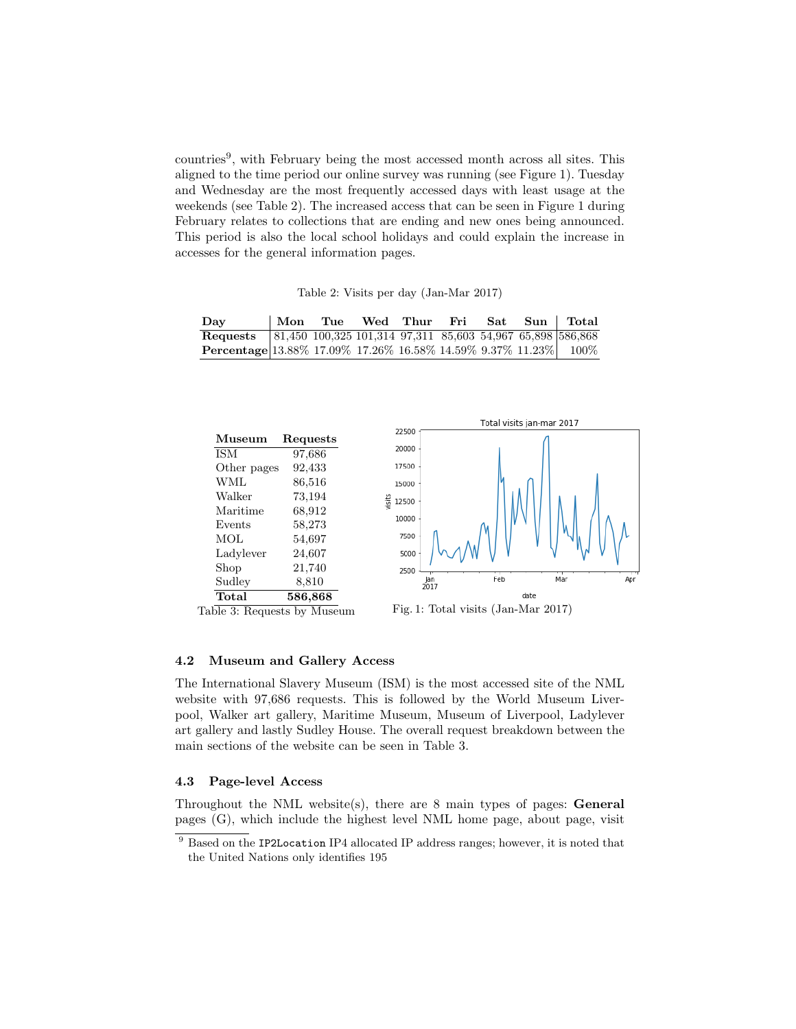countries[9], with February being the most accessed month across all sites. This aligned to the time period our online survey was running (see Figure 1). Tuesday and Wednesday are the most frequently accessed days with least usage at the weekends (see Table 2). The increased access that can be seen in Figure 1 during February relates to collections that are ending and new ones being announced. This period is also the local school holidays and could explain the increase in accesses for the general information pages.

Table 2: Visits per day (Jan-Mar 2017)

| Day | Mon | Tue | Wed | Thur | Fri | Sat | Sun | Total |
|---|---|---|---|---|---|---|---|---|
| **Requests** | 81,450 | 100,325 | 101,314 | 97,311 | 85,603 | 54,967 | 65,898 | 586,868 |
| **Percentage** | 13.88% | 17.09% | 17.26% | 16.58% | 14.59% | 9.37% | 11.23% | 100% |

| Museum | Requests |
|---|---|
| ISM | 97,686 |
| Other pages | 92,433 |
| WML | 86,516 |
| Walker | 73,194 |
| Maritime | 68,912 |
| Events | 58,273 |
| MOL | 54,697 |
| Ladylever | 24,607 |
| Shop | 21,740 |
| Sudley | 8,810 |
| **Total** | **586,868** |

Table 3: Requests by Museum

Fig. 1: Total visits (Jan-Mar 2017)

### 4.2 Museum and Gallery Access

The International Slavery Museum (ISM) is the most accessed site of the NML website with 97,686 requests. This is followed by the World Museum Liverpool, Walker art gallery, Maritime Museum, Museum of Liverpool, Ladylever art gallery and lastly Sudley House. The overall request breakdown between the main sections of the website can be seen in Table 3.

### 4.3 Page-level Access

Throughout the NML website(s), there are 8 main types of pages: **General** pages (G), which include the highest level NML home page, about page, visit

[9] Based on the IP2Location IP4 allocated IP address ranges; however, it is noted that the United Nations only identifies 195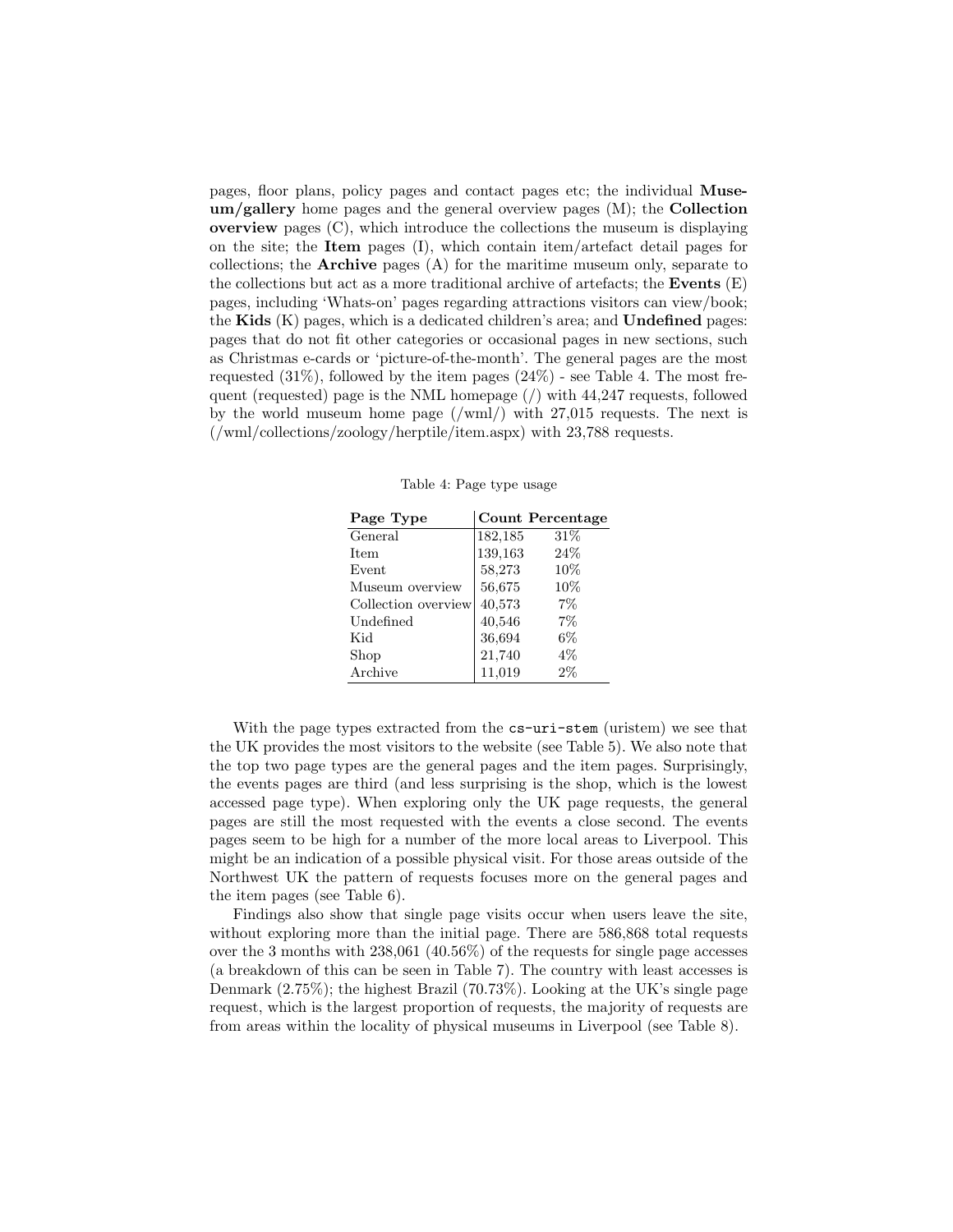pages, floor plans, policy pages and contact pages etc; the individual **Museum/gallery** home pages and the general overview pages (M); the **Collection overview** pages (C), which introduce the collections the museum is displaying on the site; the **Item** pages (I), which contain item/artefact detail pages for collections; the **Archive** pages (A) for the maritime museum only, separate to the collections but act as a more traditional archive of artefacts; the **Events** (E) pages, including 'Whats-on' pages regarding attractions visitors can view/book; the **Kids** (K) pages, which is a dedicated children's area; and **Undefined** pages: pages that do not fit other categories or occasional pages in new sections, such as Christmas e-cards or 'picture-of-the-month'. The general pages are the most requested (31%), followed by the item pages (24%) - see Table 4. The most frequent (requested) page is the NML homepage (/) with 44,247 requests, followed by the world museum home page (/wml/) with 27,015 requests. The next is (/wml/collections/zoology/herptile/item.aspx) with 23,788 requests.

Table 4: Page type usage

| **Page Type** | **Count** | **Percentage** |
|---|---|---|
| General | 182,185 | 31% |
| Item | 139,163 | 24% |
| Event | 58,273 | 10% |
| Museum overview | 56,675 | 10% |
| Collection overview | 40,573 | 7% |
| Undefined | 40,546 | 7% |
| Kid | 36,694 | 6% |
| Shop | 21,740 | 4% |
| Archive | 11,019 | 2% |

With the page types extracted from the `cs-uri-stem` (uristem) we see that the UK provides the most visitors to the website (see Table 5). We also note that the top two page types are the general pages and the item pages. Surprisingly, the events pages are third (and less surprising is the shop, which is the lowest accessed page type). When exploring only the UK page requests, the general pages are still the most requested with the events a close second. The events pages seem to be high for a number of the more local areas to Liverpool. This might be an indication of a possible physical visit. For those areas outside of the Northwest UK the pattern of requests focuses more on the general pages and the item pages (see Table 6).

Findings also show that single page visits occur when users leave the site, without exploring more than the initial page. There are 586,868 total requests over the 3 months with 238,061 (40.56%) of the requests for single page accesses (a breakdown of this can be seen in Table 7). The country with least accesses is Denmark (2.75%); the highest Brazil (70.73%). Looking at the UK's single page request, which is the largest proportion of requests, the majority of requests are from areas within the locality of physical museums in Liverpool (see Table 8).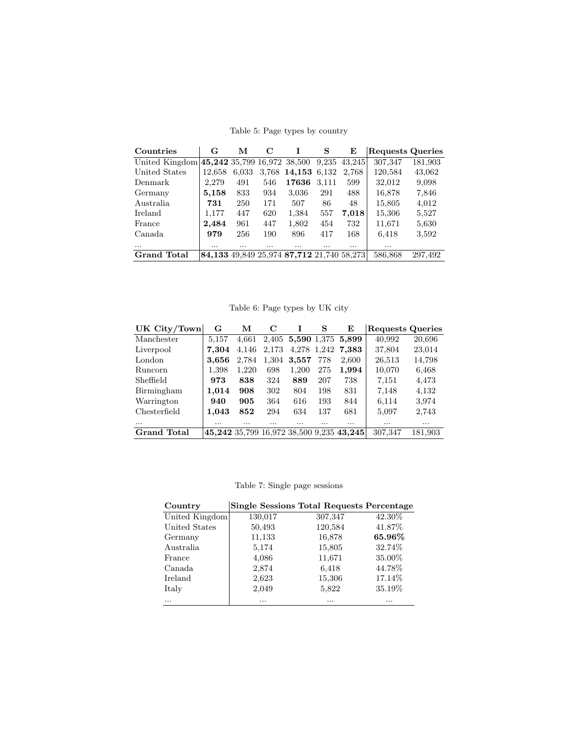Table 5: Page types by country

| Countries | G | M | C | I | S | E | Requests | Queries |
|---|---|---|---|---|---|---|---|---|
| United Kingdom | **45,242** | 35,799 | 16,972 | 38,500 | 9,235 | 43,245 | 307,347 | 181,903 |
| United States | 12,658 | 6,033 | 3,768 | **14,153** | 6,132 | 2,768 | 120,584 | 43,062 |
| Denmark | 2,279 | 491 | 546 | **17636** | 3,111 | 599 | 32,012 | 9,098 |
| Germany | **5,158** | 833 | 934 | 3,036 | 291 | 488 | 16,878 | 7,846 |
| Australia | **731** | 250 | 171 | 507 | 86 | 48 | 15,805 | 4,012 |
| Ireland | 1,177 | 447 | 620 | 1,384 | 557 | **7,018** | 15,306 | 5,527 |
| France | **2,484** | 961 | 447 | 1,802 | 454 | 732 | 11,671 | 5,630 |
| Canada | **979** | 256 | 190 | 896 | 417 | 168 | 6,418 | 3,592 |
| ... | ... | ... | ... | ... | ... | ... | ... | |
| **Grand Total** | **84,133** | 49,849 | 25,974 | **87,712** | 21,740 | 58,273 | 586,868 | 297,492 |

Table 6: Page types by UK city

| UK City/Town | G | M | C | I | S | E | Requests | Queries |
|---|---|---|---|---|---|---|---|---|
| Manchester | 5,157 | 4,661 | 2,405 | **5,590** | 1,375 | **5,899** | 40,992 | 20,696 |
| Liverpool | **7,304** | 4,146 | 2,173 | 4,278 | 1,242 | **7,383** | 37,804 | 23,014 |
| London | **3,656** | 2,784 | 1,304 | **3,557** | 778 | 2,600 | 26,513 | 14,798 |
| Runcorn | 1,398 | 1,220 | 698 | 1,200 | 275 | **1,994** | 10,070 | 6,468 |
| Sheffield | **973** | **838** | 324 | **889** | 207 | 738 | 7,151 | 4,473 |
| Birmingham | **1,014** | **908** | 302 | 804 | 198 | 831 | 7,148 | 4,132 |
| Warrington | **940** | **905** | 364 | 616 | 193 | 844 | 6,114 | 3,974 |
| Chesterfield | **1,043** | **852** | 294 | 634 | 137 | 681 | 5,097 | 2,743 |
| ... | ... | ... | ... | ... | ... | ... | ... | ... |
| **Grand Total** | **45,242** | 35,799 | 16,972 | 38,500 | 9,235 | **43,245** | 307,347 | 181,903 |

Table 7: Single page sessions

| Country | Single Sessions | Total Requests | Percentage |
|---|---|---|---|
| United Kingdom | 130,017 | 307,347 | 42.30% |
| United States | 50,493 | 120,584 | 41.87% |
| Germany | 11,133 | 16,878 | **65.96%** |
| Australia | 5,174 | 15,805 | 32.74% |
| France | 4,086 | 11,671 | 35.00% |
| Canada | 2,874 | 6,418 | 44.78% |
| Ireland | 2,623 | 15,306 | 17.14% |
| Italy | 2,049 | 5,822 | 35.19% |
| ... | ... | ... | ... |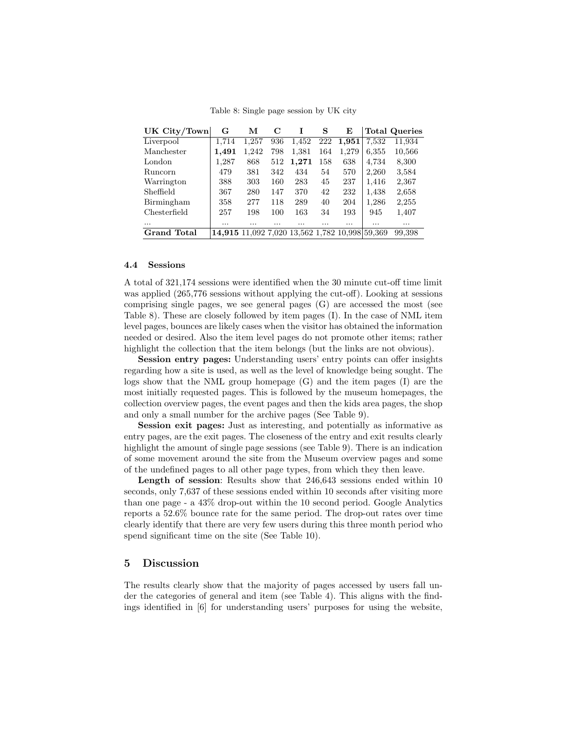Table 8: Single page session by UK city

| UK City/Town | G | M | C | I | S | E | Total | Queries |
|---|---|---|---|---|---|---|---|---|
| Liverpool | 1,714 | 1,257 | 936 | 1,452 | 222 | **1,951** | 7,532 | 11,934 |
| Manchester | **1,491** | 1,242 | 798 | 1,381 | 164 | 1,279 | 6,355 | 10,566 |
| London | 1,287 | 868 | 512 | **1,271** | 158 | 638 | 4,734 | 8,300 |
| Runcorn | 479 | 381 | 342 | 434 | 54 | 570 | 2,260 | 3,584 |
| Warrington | 388 | 303 | 160 | 283 | 45 | 237 | 1,416 | 2,367 |
| Sheffield | 367 | 280 | 147 | 370 | 42 | 232 | 1,438 | 2,658 |
| Birmingham | 358 | 277 | 118 | 289 | 40 | 204 | 1,286 | 2,255 |
| Chesterfield | 257 | 198 | 100 | 163 | 34 | 193 | 945 | 1,407 |
| ... | ... | ... | ... | ... | ... | ... | ... | ... |
| **Grand Total** | **14,915** | 11,092 | 7,020 | 13,562 | 1,782 | 10,998 | 59,369 | 99,398 |

### 4.4 Sessions

A total of 321,174 sessions were identified when the 30 minute cut-off time limit was applied (265,776 sessions without applying the cut-off). Looking at sessions comprising single pages, we see general pages (G) are accessed the most (see Table 8). These are closely followed by item pages (I). In the case of NML item level pages, bounces are likely cases when the visitor has obtained the information needed or desired. Also the item level pages do not promote other items; rather highlight the collection that the item belongs (but the links are not obvious).

**Session entry pages:** Understanding users' entry points can offer insights regarding how a site is used, as well as the level of knowledge being sought. The logs show that the NML group homepage (G) and the item pages (I) are the most initially requested pages. This is followed by the museum homepages, the collection overview pages, the event pages and then the kids area pages, the shop and only a small number for the archive pages (See Table 9).

**Session exit pages:** Just as interesting, and potentially as informative as entry pages, are the exit pages. The closeness of the entry and exit results clearly highlight the amount of single page sessions (see Table 9). There is an indication of some movement around the site from the Museum overview pages and some of the undefined pages to all other page types, from which they then leave.

**Length of session**: Results show that 246,643 sessions ended within 10 seconds, only 7,637 of these sessions ended within 10 seconds after visiting more than one page - a 43% drop-out within the 10 second period. Google Analytics reports a 52.6% bounce rate for the same period. The drop-out rates over time clearly identify that there are very few users during this three month period who spend significant time on the site (See Table 10).

## 5 Discussion

The results clearly show that the majority of pages accessed by users fall under the categories of general and item (see Table 4). This aligns with the findings identified in [6] for understanding users' purposes for using the website,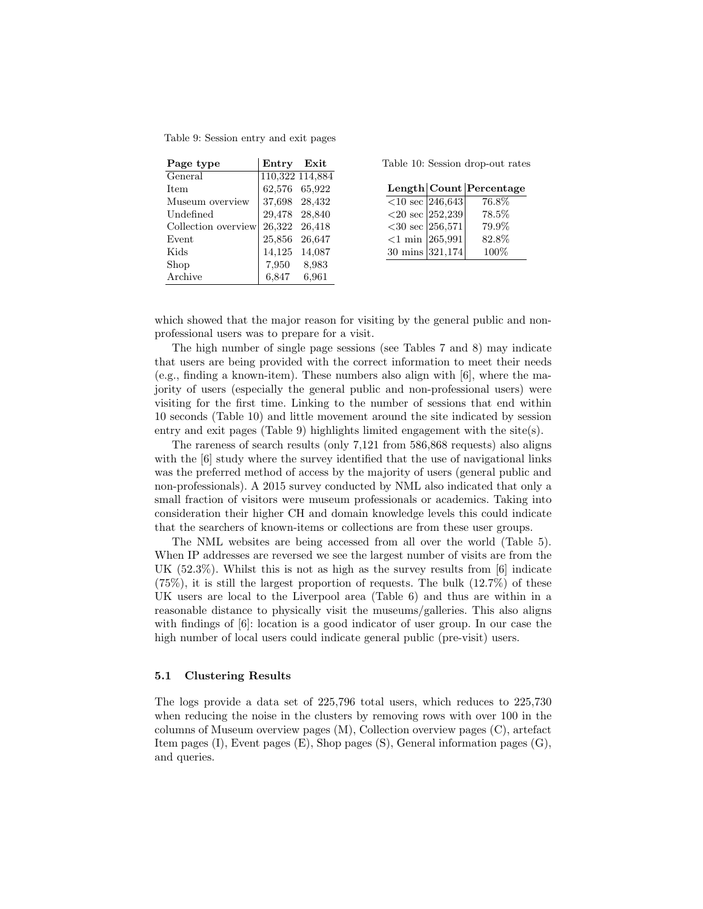Table 9: Session entry and exit pages

| Page type | Entry | Exit |
|---|---|---|
| General | 110,322 | 114,884 |
| Item | 62,576 | 65,922 |
| Museum overview | 37,698 | 28,432 |
| Undefined | 29,478 | 28,840 |
| Collection overview | 26,322 | 26,418 |
| Event | 25,856 | 26,647 |
| Kids | 14,125 | 14,087 |
| Shop | 7,950 | 8,983 |
| Archive | 6,847 | 6,961 |

Table 10: Session drop-out rates

| Length | Count | Percentage |
|---|---|---|
| <10 sec | 246,643 | 76.8% |
| <20 sec | 252,239 | 78.5% |
| <30 sec | 256,571 | 79.9% |
| <1 min | 265,991 | 82.8% |
| 30 mins | 321,174 | 100% |

which showed that the major reason for visiting by the general public and non-professional users was to prepare for a visit.

The high number of single page sessions (see Tables 7 and 8) may indicate that users are being provided with the correct information to meet their needs (e.g., finding a known-item). These numbers also align with [6], where the majority of users (especially the general public and non-professional users) were visiting for the first time. Linking to the number of sessions that end within 10 seconds (Table 10) and little movement around the site indicated by session entry and exit pages (Table 9) highlights limited engagement with the site(s).

The rareness of search results (only 7,121 from 586,868 requests) also aligns with the [6] study where the survey identified that the use of navigational links was the preferred method of access by the majority of users (general public and non-professionals). A 2015 survey conducted by NML also indicated that only a small fraction of visitors were museum professionals or academics. Taking into consideration their higher CH and domain knowledge levels this could indicate that the searchers of known-items or collections are from these user groups.

The NML websites are being accessed from all over the world (Table 5). When IP addresses are reversed we see the largest number of visits are from the UK (52.3%). Whilst this is not as high as the survey results from [6] indicate (75%), it is still the largest proportion of requests. The bulk (12.7%) of these UK users are local to the Liverpool area (Table 6) and thus are within in a reasonable distance to physically visit the museums/galleries. This also aligns with findings of [6]: location is a good indicator of user group. In our case the high number of local users could indicate general public (pre-visit) users.

### 5.1 Clustering Results

The logs provide a data set of 225,796 total users, which reduces to 225,730 when reducing the noise in the clusters by removing rows with over 100 in the columns of Museum overview pages (M), Collection overview pages (C), artefact Item pages (I), Event pages (E), Shop pages (S), General information pages (G), and queries.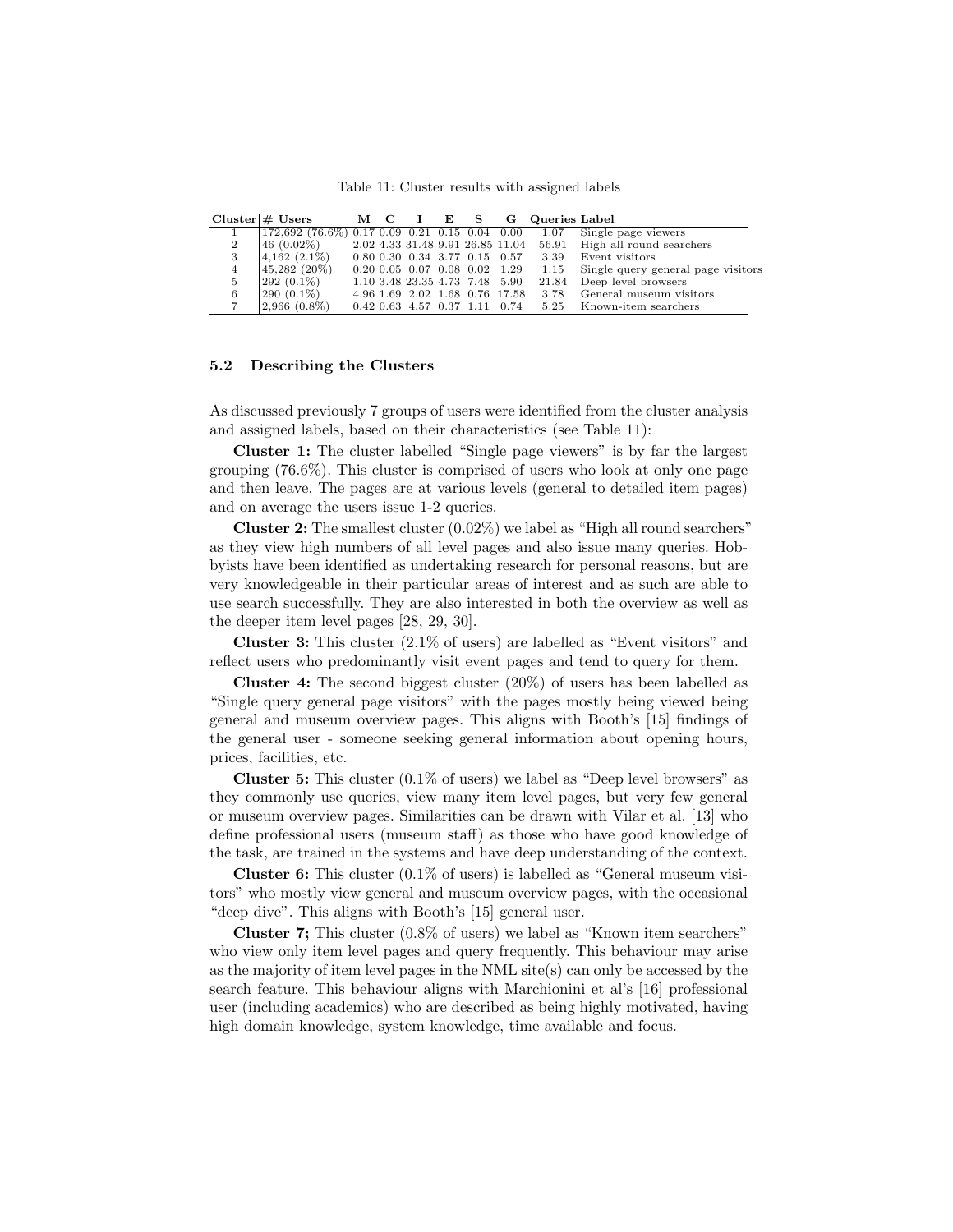Table 11: Cluster results with assigned labels

| Cluster | # Users | M | C | I | E | S | G | Queries | Label |
|---|---|---|---|---|---|---|---|---|---|
| 1 | 172,692 (76.6%) | 0.17 | 0.09 | 0.21 | 0.15 | 0.04 | 0.00 | 1.07 | Single page viewers |
| 2 | 46 (0.02%) | 2.02 | 4.33 | 31.48 | 9.91 | 26.85 | 11.04 | 56.91 | High all round searchers |
| 3 | 4,162 (2.1%) | 0.80 | 0.30 | 0.34 | 3.77 | 0.15 | 0.57 | 3.39 | Event visitors |
| 4 | 45,282 (20%) | 0.20 | 0.05 | 0.07 | 0.08 | 0.02 | 1.29 | 1.15 | Single query general page visitors |
| 5 | 292 (0.1%) | 1.10 | 3.48 | 23.35 | 4.73 | 7.48 | 5.90 | 21.84 | Deep level browsers |
| 6 | 290 (0.1%) | 4.96 | 1.69 | 2.02 | 1.68 | 0.76 | 17.58 | 3.78 | General museum visitors |
| 7 | 2,966 (0.8%) | 0.42 | 0.63 | 4.57 | 0.37 | 1.11 | 0.74 | 5.25 | Known-item searchers |

### 5.2 Describing the Clusters

As discussed previously 7 groups of users were identified from the cluster analysis and assigned labels, based on their characteristics (see Table 11):

**Cluster 1:** The cluster labelled "Single page viewers" is by far the largest grouping (76.6%). This cluster is comprised of users who look at only one page and then leave. The pages are at various levels (general to detailed item pages) and on average the users issue 1-2 queries.

**Cluster 2:** The smallest cluster (0.02%) we label as "High all round searchers" as they view high numbers of all level pages and also issue many queries. Hobbyists have been identified as undertaking research for personal reasons, but are very knowledgeable in their particular areas of interest and as such are able to use search successfully. They are also interested in both the overview as well as the deeper item level pages [28, 29, 30].

**Cluster 3:** This cluster (2.1% of users) are labelled as "Event visitors" and reflect users who predominantly visit event pages and tend to query for them.

**Cluster 4:** The second biggest cluster (20%) of users has been labelled as "Single query general page visitors" with the pages mostly being viewed being general and museum overview pages. This aligns with Booth's [15] findings of the general user - someone seeking general information about opening hours, prices, facilities, etc.

**Cluster 5:** This cluster (0.1% of users) we label as "Deep level browsers" as they commonly use queries, view many item level pages, but very few general or museum overview pages. Similarities can be drawn with Vilar et al. [13] who define professional users (museum staff) as those who have good knowledge of the task, are trained in the systems and have deep understanding of the context.

**Cluster 6:** This cluster (0.1% of users) is labelled as "General museum visitors" who mostly view general and museum overview pages, with the occasional "deep dive". This aligns with Booth's [15] general user.

**Cluster 7;** This cluster (0.8% of users) we label as "Known item searchers" who view only item level pages and query frequently. This behaviour may arise as the majority of item level pages in the NML site(s) can only be accessed by the search feature. This behaviour aligns with Marchionini et al's [16] professional user (including academics) who are described as being highly motivated, having high domain knowledge, system knowledge, time available and focus.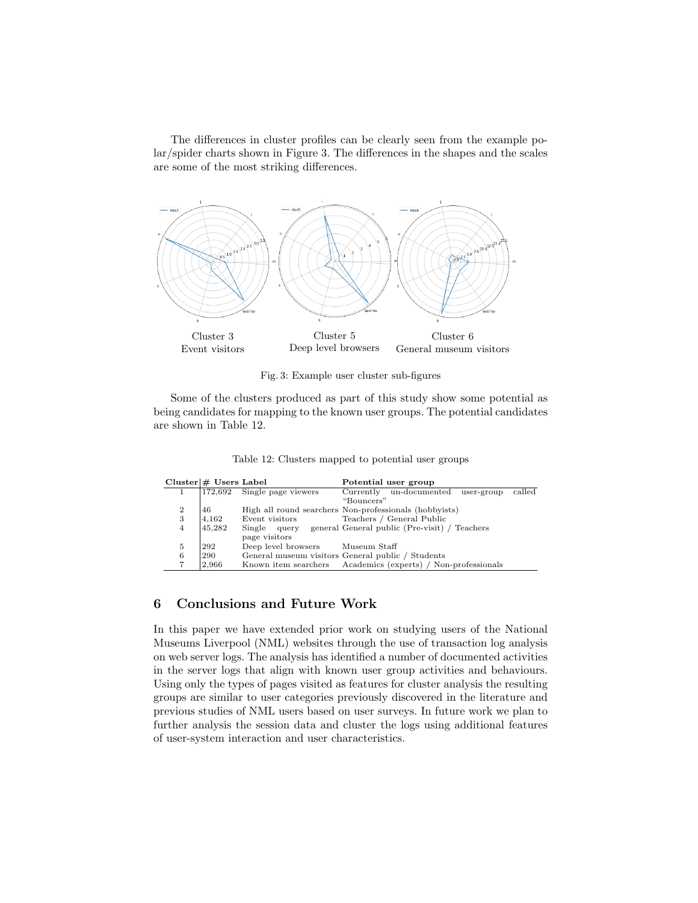The differences in cluster profiles can be clearly seen from the example polar/spider charts shown in Figure 3. The differences in the shapes and the scales are some of the most striking differences.

Cluster 3
Event visitors

Cluster 5
Deep level browsers

Cluster 6
General museum visitors

Fig. 3: Example user cluster sub-figures

Some of the clusters produced as part of this study show some potential as being candidates for mapping to the known user groups. The potential candidates are shown in Table 12.

Table 12: Clusters mapped to potential user groups

| Cluster | # Users | Label | Potential user group |
|---|---|---|---|
| 1 | 172,692 | Single page viewers | Currently un-documented user-group called "Bouncers" |
| 2 | 46 | High all round searchers | Non-professionals (hobbyists) |
| 3 | 4,162 | Event visitors | Teachers / General Public |
| 4 | 45,282 | Single query general page visitors | General public (Pre-visit) / Teachers |
| 5 | 292 | Deep level browsers | Museum Staff |
| 6 | 290 | General museum visitors | General public / Students |
| 7 | 2,966 | Known item searchers | Academics (experts) / Non-professionals |

## 6 Conclusions and Future Work

In this paper we have extended prior work on studying users of the National Museums Liverpool (NML) websites through the use of transaction log analysis on web server logs. The analysis has identified a number of documented activities in the server logs that align with known user group activities and behaviours. Using only the types of pages visited as features for cluster analysis the resulting groups are similar to user categories previously discovered in the literature and previous studies of NML users based on user surveys. In future work we plan to further analysis the session data and cluster the logs using additional features of user-system interaction and user characteristics.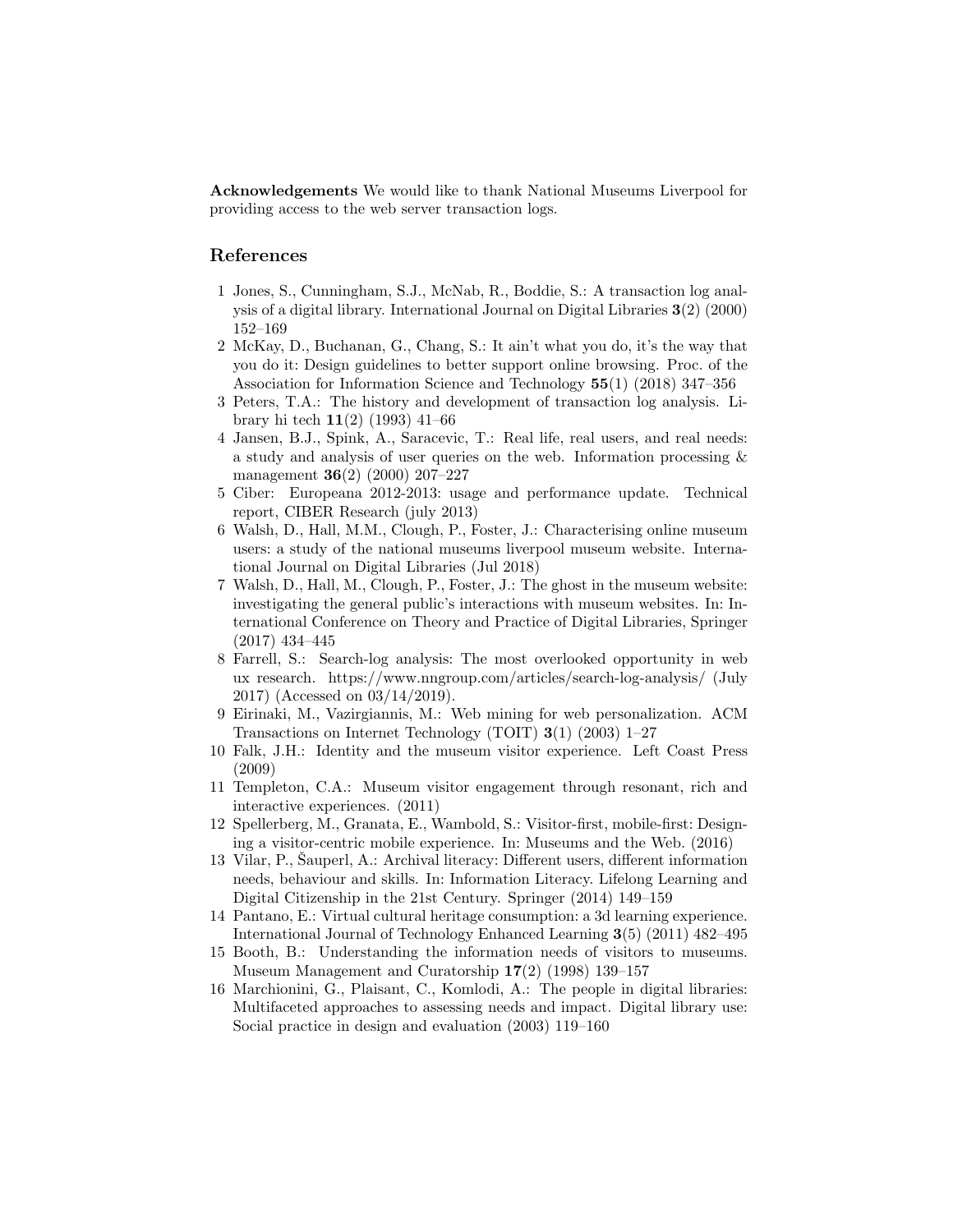**Acknowledgements** We would like to thank National Museums Liverpool for providing access to the web server transaction logs.

## References

1. Jones, S., Cunningham, S.J., McNab, R., Boddie, S.: A transaction log analysis of a digital library. International Journal on Digital Libraries **3**(2) (2000) 152–169
2. McKay, D., Buchanan, G., Chang, S.: It ain't what you do, it's the way that you do it: Design guidelines to better support online browsing. Proc. of the Association for Information Science and Technology **55**(1) (2018) 347–356
3. Peters, T.A.: The history and development of transaction log analysis. Library hi tech **11**(2) (1993) 41–66
4. Jansen, B.J., Spink, A., Saracevic, T.: Real life, real users, and real needs: a study and analysis of user queries on the web. Information processing & management **36**(2) (2000) 207–227
5. Ciber: Europeana 2012-2013: usage and performance update. Technical report, CIBER Research (july 2013)
6. Walsh, D., Hall, M.M., Clough, P., Foster, J.: Characterising online museum users: a study of the national museums liverpool museum website. International Journal on Digital Libraries (Jul 2018)
7. Walsh, D., Hall, M., Clough, P., Foster, J.: The ghost in the museum website: investigating the general public's interactions with museum websites. In: International Conference on Theory and Practice of Digital Libraries, Springer (2017) 434–445
8. Farrell, S.: Search-log analysis: The most overlooked opportunity in web ux research. https://www.nngroup.com/articles/search-log-analysis/ (July 2017) (Accessed on 03/14/2019).
9. Eirinaki, M., Vazirgiannis, M.: Web mining for web personalization. ACM Transactions on Internet Technology (TOIT) **3**(1) (2003) 1–27
10. Falk, J.H.: Identity and the museum visitor experience. Left Coast Press (2009)
11. Templeton, C.A.: Museum visitor engagement through resonant, rich and interactive experiences. (2011)
12. Spellerberg, M., Granata, E., Wambold, S.: Visitor-first, mobile-first: Designing a visitor-centric mobile experience. In: Museums and the Web. (2016)
13. Vilar, P., Šauperl, A.: Archival literacy: Different users, different information needs, behaviour and skills. In: Information Literacy. Lifelong Learning and Digital Citizenship in the 21st Century. Springer (2014) 149–159
14. Pantano, E.: Virtual cultural heritage consumption: a 3d learning experience. International Journal of Technology Enhanced Learning **3**(5) (2011) 482–495
15. Booth, B.: Understanding the information needs of visitors to museums. Museum Management and Curatorship **17**(2) (1998) 139–157
16. Marchionini, G., Plaisant, C., Komlodi, A.: The people in digital libraries: Multifaceted approaches to assessing needs and impact. Digital library use: Social practice in design and evaluation (2003) 119–160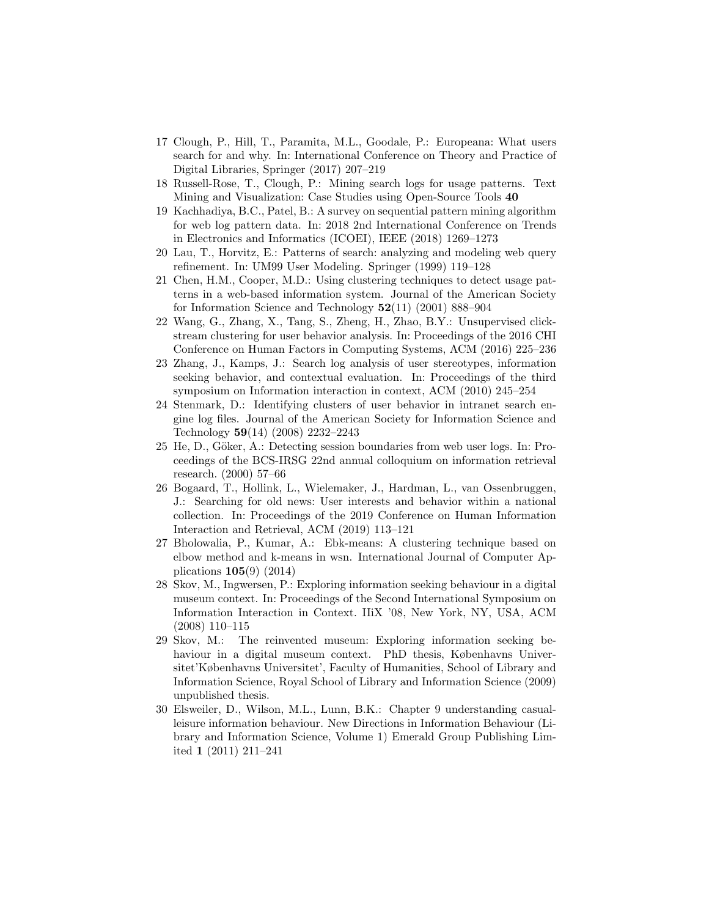17 Clough, P., Hill, T., Paramita, M.L., Goodale, P.: Europeana: What users search for and why. In: International Conference on Theory and Practice of Digital Libraries, Springer (2017) 207–219

18 Russell-Rose, T., Clough, P.: Mining search logs for usage patterns. Text Mining and Visualization: Case Studies using Open-Source Tools **40**

19 Kachhadiya, B.C., Patel, B.: A survey on sequential pattern mining algorithm for web log pattern data. In: 2018 2nd International Conference on Trends in Electronics and Informatics (ICOEI), IEEE (2018) 1269–1273

20 Lau, T., Horvitz, E.: Patterns of search: analyzing and modeling web query refinement. In: UM99 User Modeling. Springer (1999) 119–128

21 Chen, H.M., Cooper, M.D.: Using clustering techniques to detect usage patterns in a web-based information system. Journal of the American Society for Information Science and Technology **52**(11) (2001) 888–904

22 Wang, G., Zhang, X., Tang, S., Zheng, H., Zhao, B.Y.: Unsupervised clickstream clustering for user behavior analysis. In: Proceedings of the 2016 CHI Conference on Human Factors in Computing Systems, ACM (2016) 225–236

23 Zhang, J., Kamps, J.: Search log analysis of user stereotypes, information seeking behavior, and contextual evaluation. In: Proceedings of the third symposium on Information interaction in context, ACM (2010) 245–254

24 Stenmark, D.: Identifying clusters of user behavior in intranet search engine log files. Journal of the American Society for Information Science and Technology **59**(14) (2008) 2232–2243

25 He, D., Göker, A.: Detecting session boundaries from web user logs. In: Proceedings of the BCS-IRSG 22nd annual colloquium on information retrieval research. (2000) 57–66

26 Bogaard, T., Hollink, L., Wielemaker, J., Hardman, L., van Ossenbruggen, J.: Searching for old news: User interests and behavior within a national collection. In: Proceedings of the 2019 Conference on Human Information Interaction and Retrieval, ACM (2019) 113–121

27 Bholowalia, P., Kumar, A.: Ebk-means: A clustering technique based on elbow method and k-means in wsn. International Journal of Computer Applications **105**(9) (2014)

28 Skov, M., Ingwersen, P.: Exploring information seeking behaviour in a digital museum context. In: Proceedings of the Second International Symposium on Information Interaction in Context. IIiX '08, New York, NY, USA, ACM (2008) 110–115

29 Skov, M.: The reinvented museum: Exploring information seeking behaviour in a digital museum context. PhD thesis, Københavns Universitet'Københavns Universitet', Faculty of Humanities, School of Library and Information Science, Royal School of Library and Information Science (2009) unpublished thesis.

30 Elsweiler, D., Wilson, M.L., Lunn, B.K.: Chapter 9 understanding casual-leisure information behaviour. New Directions in Information Behaviour (Library and Information Science, Volume 1) Emerald Group Publishing Limited **1** (2011) 211–241